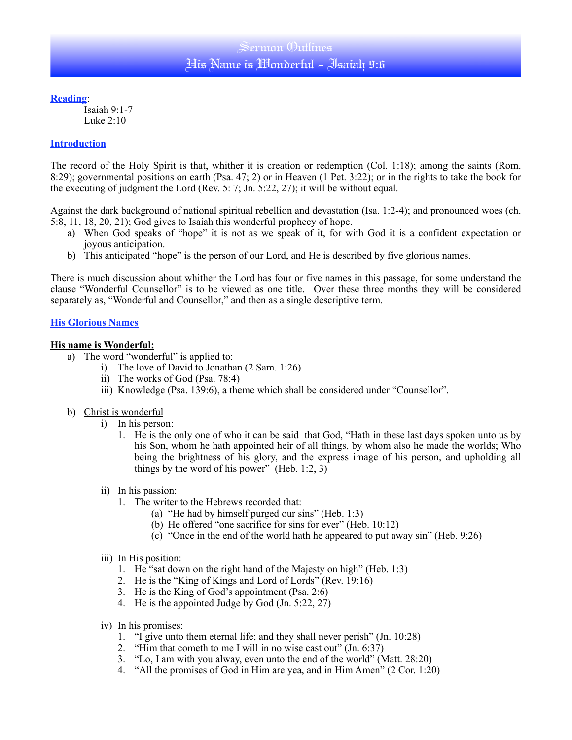# Sermon Outlines
## His Name is Wonderful – Isaiah 9:6

**Reading**:

Isaiah 9:1-7
Luke 2:10

**Introduction**

The record of the Holy Spirit is that, whither it is creation or redemption (Col. 1:18); among the saints (Rom. 8:29); governmental positions on earth (Psa. 47; 2) or in Heaven (1 Pet. 3:22); or in the rights to take the book for the executing of judgment the Lord (Rev. 5: 7; Jn. 5:22, 27); it will be without equal.

Against the dark background of national spiritual rebellion and devastation (Isa. 1:2-4); and pronounced woes (ch. 5:8, 11, 18, 20, 21); God gives to Isaiah this wonderful prophecy of hope.

a) When God speaks of "hope" it is not as we speak of it, for with God it is a confident expectation or joyous anticipation.
b) This anticipated "hope" is the person of our Lord, and He is described by five glorious names.

There is much discussion about whither the Lord has four or five names in this passage, for some understand the clause "Wonderful Counsellor" is to be viewed as one title. Over these three months they will be considered separately as, "Wonderful and Counsellor," and then as a single descriptive term.

**His Glorious Names**

**His name is Wonderful:**

a) The word "wonderful" is applied to:
   i) The love of David to Jonathan (2 Sam. 1:26)
   ii) The works of God (Psa. 78:4)
   iii) Knowledge (Psa. 139:6), a theme which shall be considered under "Counsellor".

b) Christ is wonderful
   i) In his person:
      1. He is the only one of who it can be said that God, "Hath in these last days spoken unto us by his Son, whom he hath appointed heir of all things, by whom also he made the worlds; Who being the brightness of his glory, and the express image of his person, and upholding all things by the word of his power" (Heb. 1:2, 3)

   ii) In his passion:
      1. The writer to the Hebrews recorded that:
         (a) "He had by himself purged our sins" (Heb. 1:3)
         (b) He offered "one sacrifice for sins for ever" (Heb. 10:12)
         (c) "Once in the end of the world hath he appeared to put away sin" (Heb. 9:26)

   iii) In His position:
      1. He "sat down on the right hand of the Majesty on high" (Heb. 1:3)
      2. He is the "King of Kings and Lord of Lords" (Rev. 19:16)
      3. He is the King of God's appointment (Psa. 2:6)
      4. He is the appointed Judge by God (Jn. 5:22, 27)

   iv) In his promises:
      1. "I give unto them eternal life; and they shall never perish" (Jn. 10:28)
      2. "Him that cometh to me I will in no wise cast out" (Jn. 6:37)
      3. "Lo, I am with you alway, even unto the end of the world" (Matt. 28:20)
      4. "All the promises of God in Him are yea, and in Him Amen" (2 Cor. 1:20)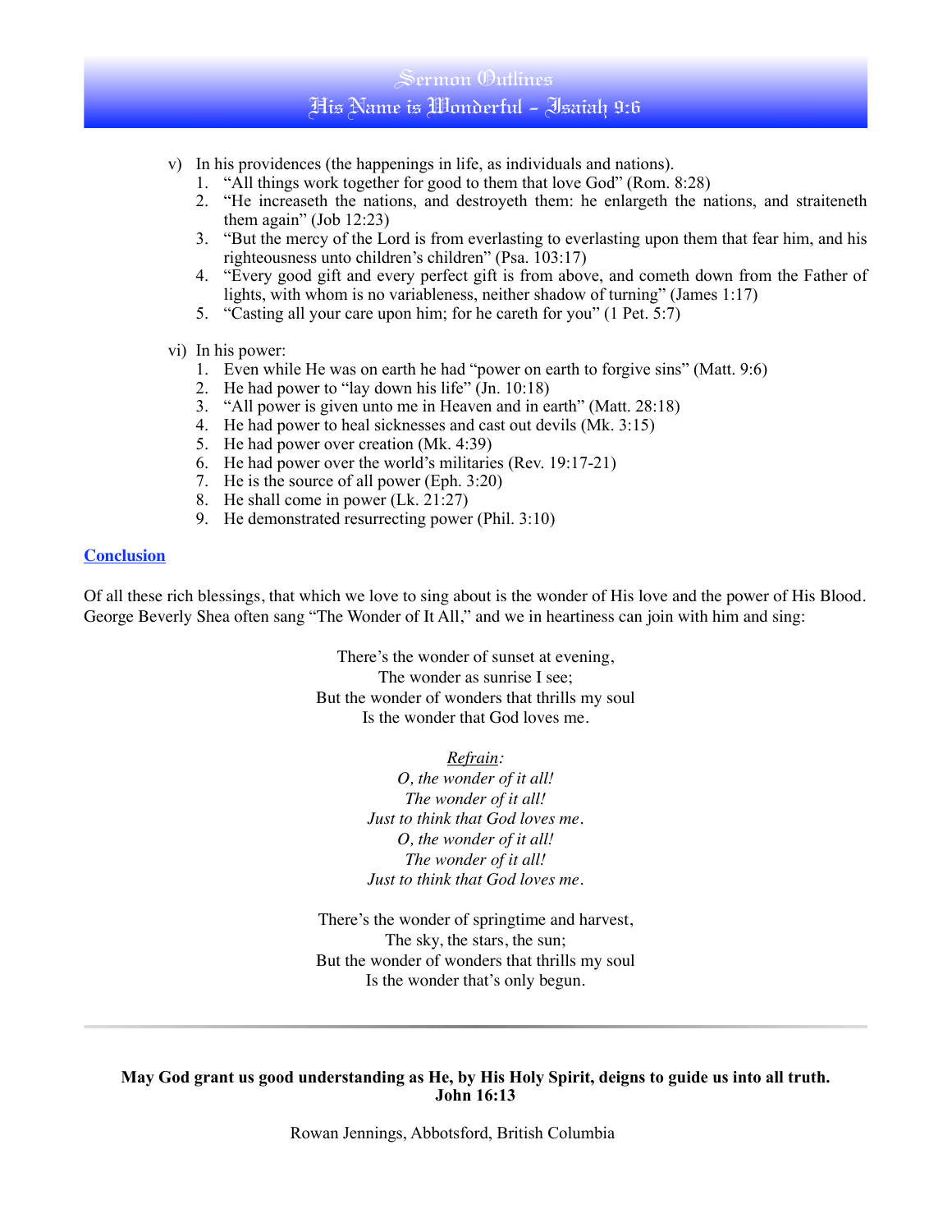v) In his providences (the happenings in life, as individuals and nations).
   1. "All things work together for good to them that love God" (Rom. 8:28)
   2. "He increaseth the nations, and destroyeth them: he enlargeth the nations, and straiteneth them again" (Job 12:23)
   3. "But the mercy of the Lord is from everlasting to everlasting upon them that fear him, and his righteousness unto children's children" (Psa. 103:17)
   4. "Every good gift and every perfect gift is from above, and cometh down from the Father of lights, with whom is no variableness, neither shadow of turning" (James 1:17)
   5. "Casting all your care upon him; for he careth for you" (1 Pet. 5:7)

vi) In his power:
   1. Even while He was on earth he had "power on earth to forgive sins" (Matt. 9:6)
   2. He had power to "lay down his life" (Jn. 10:18)
   3. "All power is given unto me in Heaven and in earth" (Matt. 28:18)
   4. He had power to heal sicknesses and cast out devils (Mk. 3:15)
   5. He had power over creation (Mk. 4:39)
   6. He had power over the world's militaries (Rev. 19:17-21)
   7. He is the source of all power (Eph. 3:20)
   8. He shall come in power (Lk. 21:27)
   9. He demonstrated resurrecting power (Phil. 3:10)

## Conclusion

Of all these rich blessings, that which we love to sing about is the wonder of His love and the power of His Blood. George Beverly Shea often sang "The Wonder of It All," and we in heartiness can join with him and sing:

There's the wonder of sunset at evening,
The wonder as sunrise I see;
But the wonder of wonders that thrills my soul
Is the wonder that God loves me.

*Refrain:*
*O, the wonder of it all!*
*The wonder of it all!*
*Just to think that God loves me.*
*O, the wonder of it all!*
*The wonder of it all!*
*Just to think that God loves me.*

There's the wonder of springtime and harvest,
The sky, the stars, the sun;
But the wonder of wonders that thrills my soul
Is the wonder that's only begun.

---

**May God grant us good understanding as He, by His Holy Spirit, deigns to guide us into all truth. John 16:13**

Rowan Jennings, Abbotsford, British Columbia